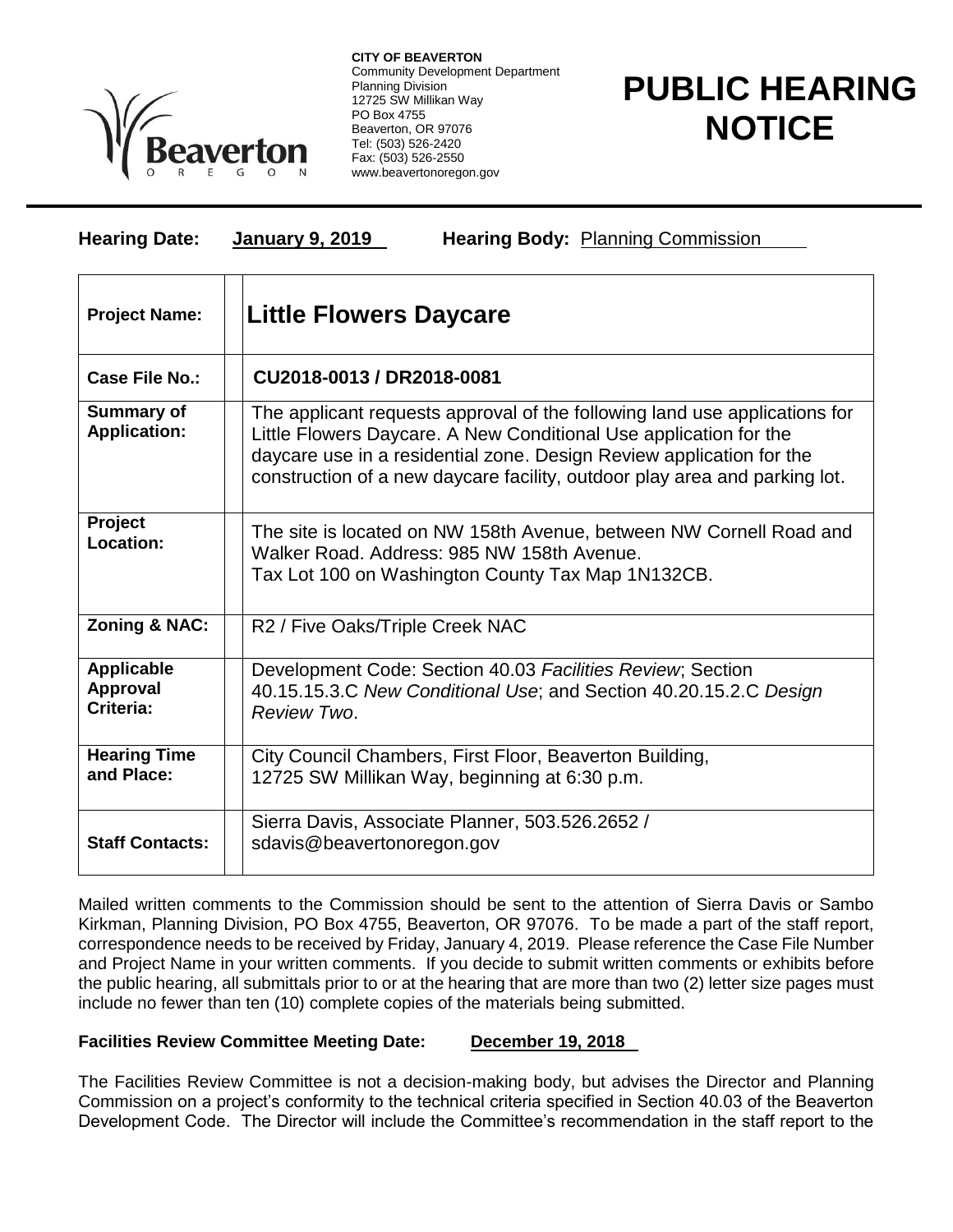**CITY OF BEAVERTON**
Community Development Department
Planning Division
12725 SW Millikan Way
PO Box 4755
Beaverton, OR 97076
Tel: (503) 526-2420
Fax: (503) 526-2550
www.beavertonoregon.gov

# PUBLIC HEARING NOTICE

**Hearing Date:** **January 9, 2019** **Hearing Body:** Planning Commission

| | |
|---|---|
| **Project Name:** | **Little Flowers Daycare** |
| **Case File No.:** | **CU2018-0013 / DR2018-0081** |
| **Summary of Application:** | The applicant requests approval of the following land use applications for Little Flowers Daycare. A New Conditional Use application for the daycare use in a residential zone. Design Review application for the construction of a new daycare facility, outdoor play area and parking lot. |
| **Project Location:** | The site is located on NW 158th Avenue, between NW Cornell Road and Walker Road. Address: 985 NW 158th Avenue. Tax Lot 100 on Washington County Tax Map 1N132CB. |
| **Zoning & NAC:** | R2 / Five Oaks/Triple Creek NAC |
| **Applicable Approval Criteria:** | Development Code: Section 40.03 *Facilities Review*; Section 40.15.15.3.C *New Conditional Use*; and Section 40.20.15.2.C *Design Review Two*. |
| **Hearing Time and Place:** | City Council Chambers, First Floor, Beaverton Building, 12725 SW Millikan Way, beginning at 6:30 p.m. |
| **Staff Contacts:** | Sierra Davis, Associate Planner, 503.526.2652 / sdavis@beavertonoregon.gov |

Mailed written comments to the Commission should be sent to the attention of Sierra Davis or Sambo Kirkman, Planning Division, PO Box 4755, Beaverton, OR 97076. To be made a part of the staff report, correspondence needs to be received by Friday, January 4, 2019. Please reference the Case File Number and Project Name in your written comments. If you decide to submit written comments or exhibits before the public hearing, all submittals prior to or at the hearing that are more than two (2) letter size pages must include no fewer than ten (10) complete copies of the materials being submitted.

**Facilities Review Committee Meeting Date:** **December 19, 2018**

The Facilities Review Committee is not a decision-making body, but advises the Director and Planning Commission on a project's conformity to the technical criteria specified in Section 40.03 of the Beaverton Development Code. The Director will include the Committee's recommendation in the staff report to the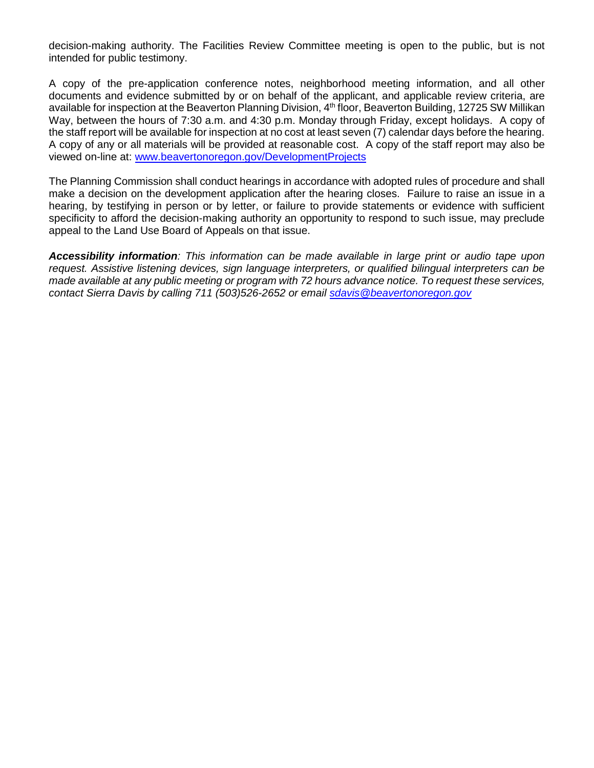decision-making authority. The Facilities Review Committee meeting is open to the public, but is not intended for public testimony.

A copy of the pre-application conference notes, neighborhood meeting information, and all other documents and evidence submitted by or on behalf of the applicant, and applicable review criteria, are available for inspection at the Beaverton Planning Division, 4th floor, Beaverton Building, 12725 SW Millikan Way, between the hours of 7:30 a.m. and 4:30 p.m. Monday through Friday, except holidays. A copy of the staff report will be available for inspection at no cost at least seven (7) calendar days before the hearing. A copy of any or all materials will be provided at reasonable cost. A copy of the staff report may also be viewed on-line at: [www.beavertonoregon.gov/DevelopmentProjects](www.beavertonoregon.gov/DevelopmentProjects)

The Planning Commission shall conduct hearings in accordance with adopted rules of procedure and shall make a decision on the development application after the hearing closes. Failure to raise an issue in a hearing, by testifying in person or by letter, or failure to provide statements or evidence with sufficient specificity to afford the decision-making authority an opportunity to respond to such issue, may preclude appeal to the Land Use Board of Appeals on that issue.

***Accessibility information**: This information can be made available in large print or audio tape upon request. Assistive listening devices, sign language interpreters, or qualified bilingual interpreters can be made available at any public meeting or program with 72 hours advance notice. To request these services, contact Sierra Davis by calling 711 (503)526-2652 or email [sdavis@beavertonoregon.gov](mailto:sdavis@beavertonoregon.gov)*